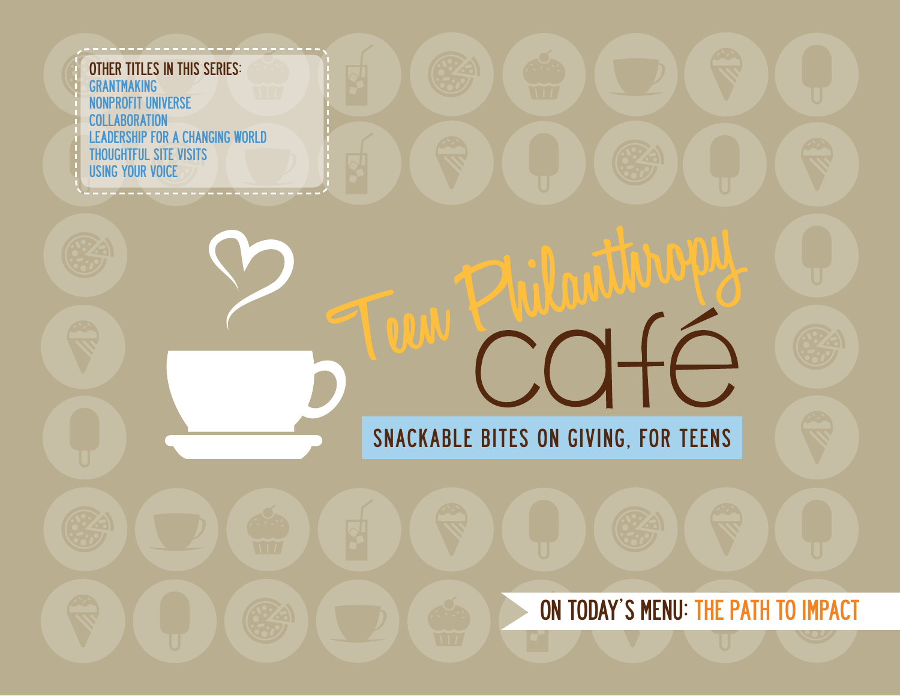OTHER TITLES IN THIS SERIES:

- GRANTMAKING
- NONPROFIT UNIVERSE
- COLLABORATION
- LEADERSHIP FOR A CHANGING WORLD
- THOUGHTFUL SITE VISITS
- USING YOUR VOICE

# Teen Philanthropy café

## SNACKABLE BITES ON GIVING, FOR TEENS

**ON TODAY'S MENU:** THE PATH TO IMPACT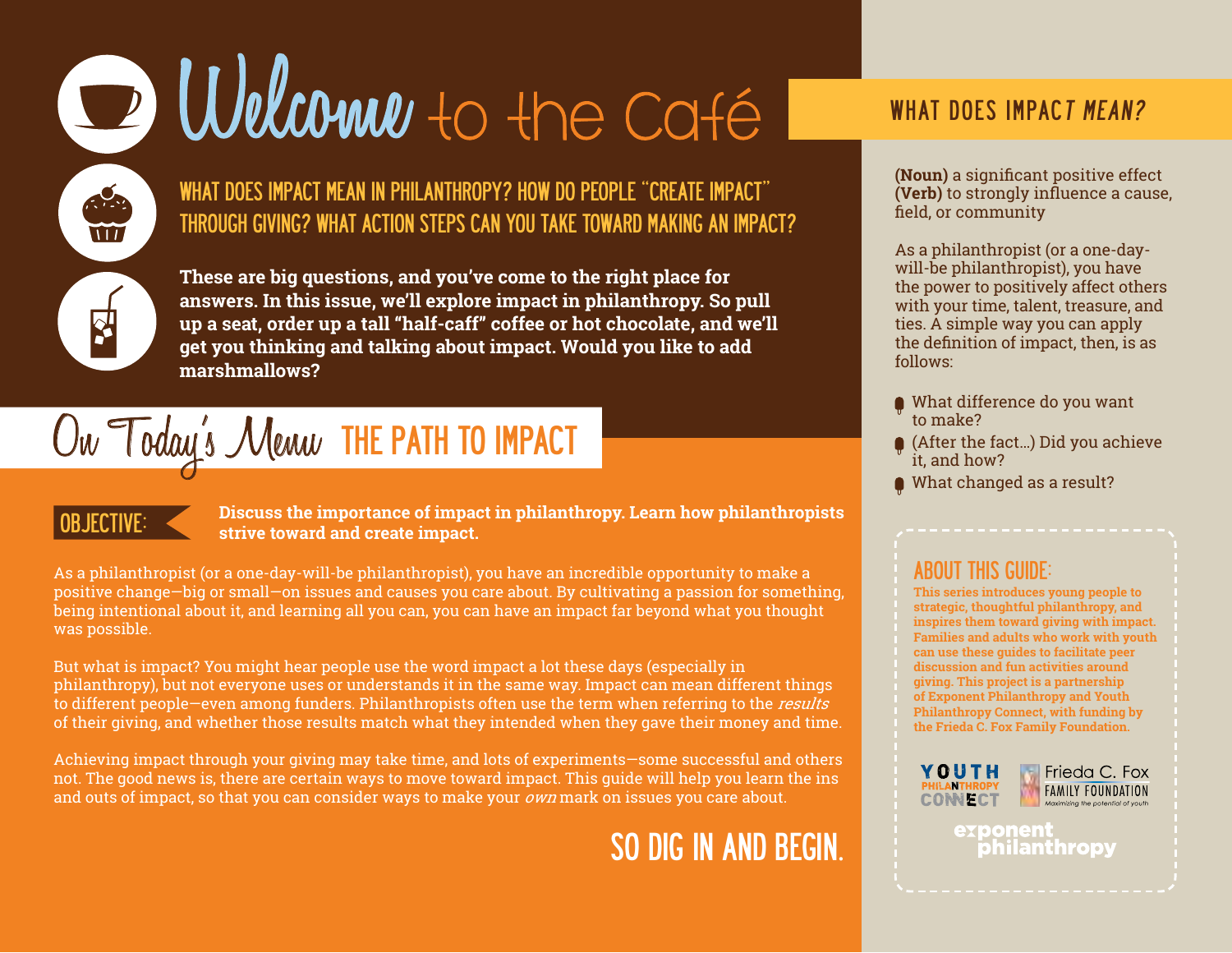# Welcome to the Café

## WHAT DOES IMPACT MEAN IN PHILANTHROPY? HOW DO PEOPLE "CREATE IMPACT" THROUGH GIVING? WHAT ACTION STEPS CAN YOU TAKE TOWARD MAKING AN IMPACT?

**These are big questions, and you've come to the right place for answers. In this issue, we'll explore impact in philanthropy. So pull up a seat, order up a tall "half-caff" coffee or hot chocolate, and we'll get you thinking and talking about impact. Would you like to add marshmallows?**

## On Today's Menu THE PATH TO IMPACT

**OBJECTIVE:** **Discuss the importance of impact in philanthropy. Learn how philanthropists strive toward and create impact.**

As a philanthropist (or a one-day-will-be philanthropist), you have an incredible opportunity to make a positive change—big or small—on issues and causes you care about. By cultivating a passion for something, being intentional about it, and learning all you can, you can have an impact far beyond what you thought was possible.

But what is impact? You might hear people use the word impact a lot these days (especially in philanthropy), but not everyone uses or understands it in the same way. Impact can mean different things to different people—even among funders. Philanthropists often use the term when referring to the *results* of their giving, and whether those results match what they intended when they gave their money and time.

Achieving impact through your giving may take time, and lots of experiments—some successful and others not. The good news is, there are certain ways to move toward impact. This guide will help you learn the ins and outs of impact, so that you can consider ways to make your *own* mark on issues you care about.

SO DIG IN AND BEGIN.

## WHAT DOES IMPACT *MEAN?*

**(Noun)** a significant positive effect
**(Verb)** to strongly influence a cause, field, or community

As a philanthropist (or a one-day-will-be philanthropist), you have the power to positively affect others with your time, talent, treasure, and ties. A simple way you can apply the definition of impact, then, is as follows:

- What difference do you want to make?
- (After the fact...) Did you achieve it, and how?
- What changed as a result?

## ABOUT THIS GUIDE:

**This series introduces young people to strategic, thoughtful philanthropy, and inspires them toward giving with impact. Families and adults who work with youth can use these guides to facilitate peer discussion and fun activities around giving. This project is a partnership of Exponent Philanthropy and Youth Philanthropy Connect, with funding by the Frieda C. Fox Family Foundation.**

YOUTH PHILANTHROPY CONNECT

Frieda C. Fox FAMILY FOUNDATION *Maximizing the potential of youth*

exponent philanthropy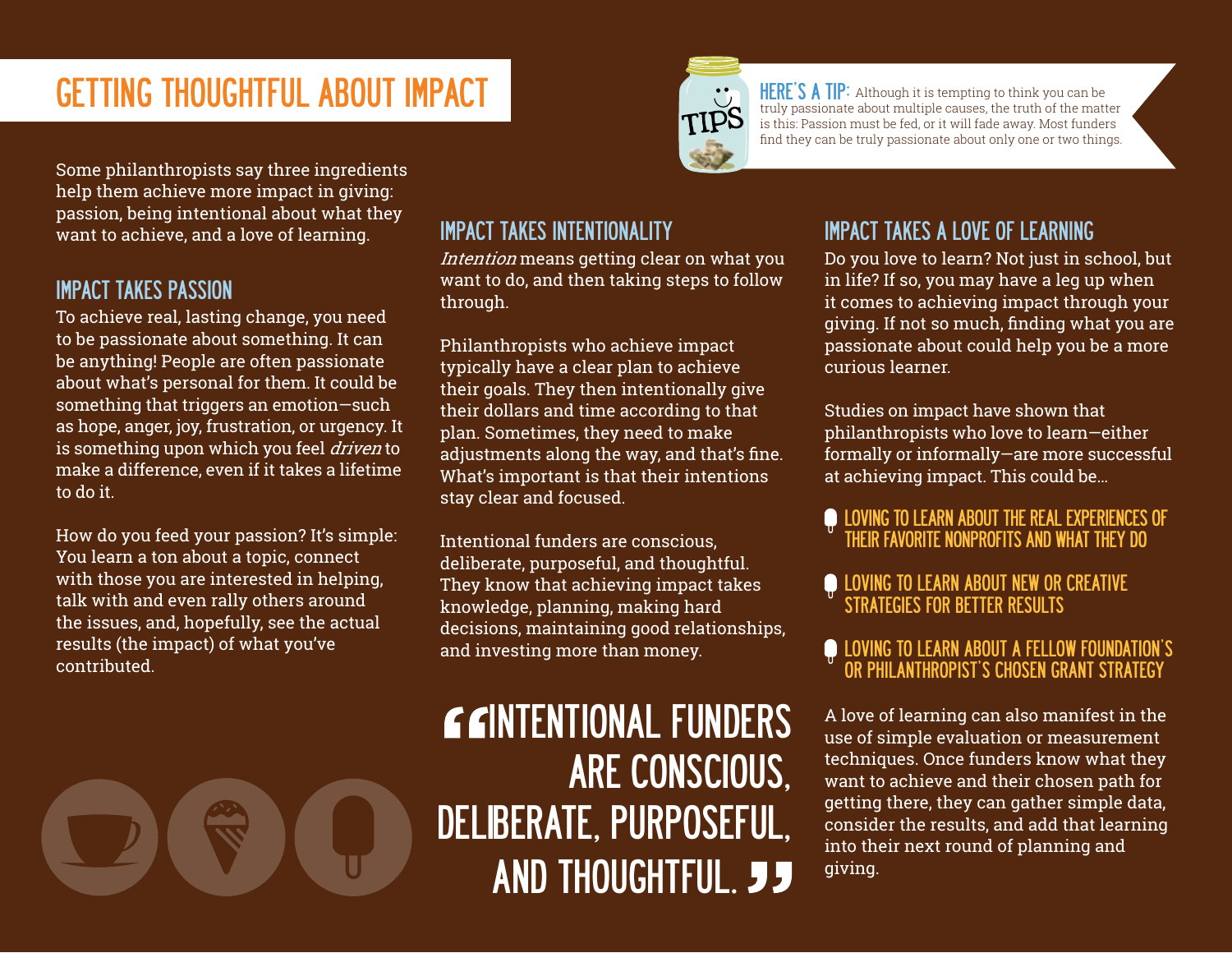# GETTING THOUGHTFUL ABOUT IMPACT

**HERE'S A TIP:** Although it is tempting to think you can be truly passionate about multiple causes, the truth of the matter is this: Passion must be fed, or it will fade away. Most funders find they can be truly passionate about only one or two things.

Some philanthropists say three ingredients help them achieve more impact in giving: passion, being intentional about what they want to achieve, and a love of learning.

## IMPACT TAKES PASSION

To achieve real, lasting change, you need to be passionate about something. It can be anything! People are often passionate about what's personal for them. It could be something that triggers an emotion—such as hope, anger, joy, frustration, or urgency. It is something upon which you feel *driven* to make a difference, even if it takes a lifetime to do it.

How do you feed your passion? It's simple: You learn a ton about a topic, connect with those you are interested in helping, talk with and even rally others around the issues, and, hopefully, see the actual results (the impact) of what you've contributed.

## IMPACT TAKES INTENTIONALITY

*Intention* means getting clear on what you want to do, and then taking steps to follow through.

Philanthropists who achieve impact typically have a clear plan to achieve their goals. They then intentionally give their dollars and time according to that plan. Sometimes, they need to make adjustments along the way, and that's fine. What's important is that their intentions stay clear and focused.

Intentional funders are conscious, deliberate, purposeful, and thoughtful. They know that achieving impact takes knowledge, planning, making hard decisions, maintaining good relationships, and investing more than money.

> "INTENTIONAL FUNDERS ARE CONSCIOUS, DELIBERATE, PURPOSEFUL, AND THOUGHTFUL."

## IMPACT TAKES A LOVE OF LEARNING

Do you love to learn? Not just in school, but in life? If so, you may have a leg up when it comes to achieving impact through your giving. If not so much, finding what you are passionate about could help you be a more curious learner.

Studies on impact have shown that philanthropists who love to learn—either formally or informally—are more successful at achieving impact. This could be...

- LOVING TO LEARN ABOUT THE REAL EXPERIENCES OF THEIR FAVORITE NONPROFITS AND WHAT THEY DO
- LOVING TO LEARN ABOUT NEW OR CREATIVE STRATEGIES FOR BETTER RESULTS
- LOVING TO LEARN ABOUT A FELLOW FOUNDATION'S OR PHILANTHROPIST'S CHOSEN GRANT STRATEGY

A love of learning can also manifest in the use of simple evaluation or measurement techniques. Once funders know what they want to achieve and their chosen path for getting there, they can gather simple data, consider the results, and add that learning into their next round of planning and giving.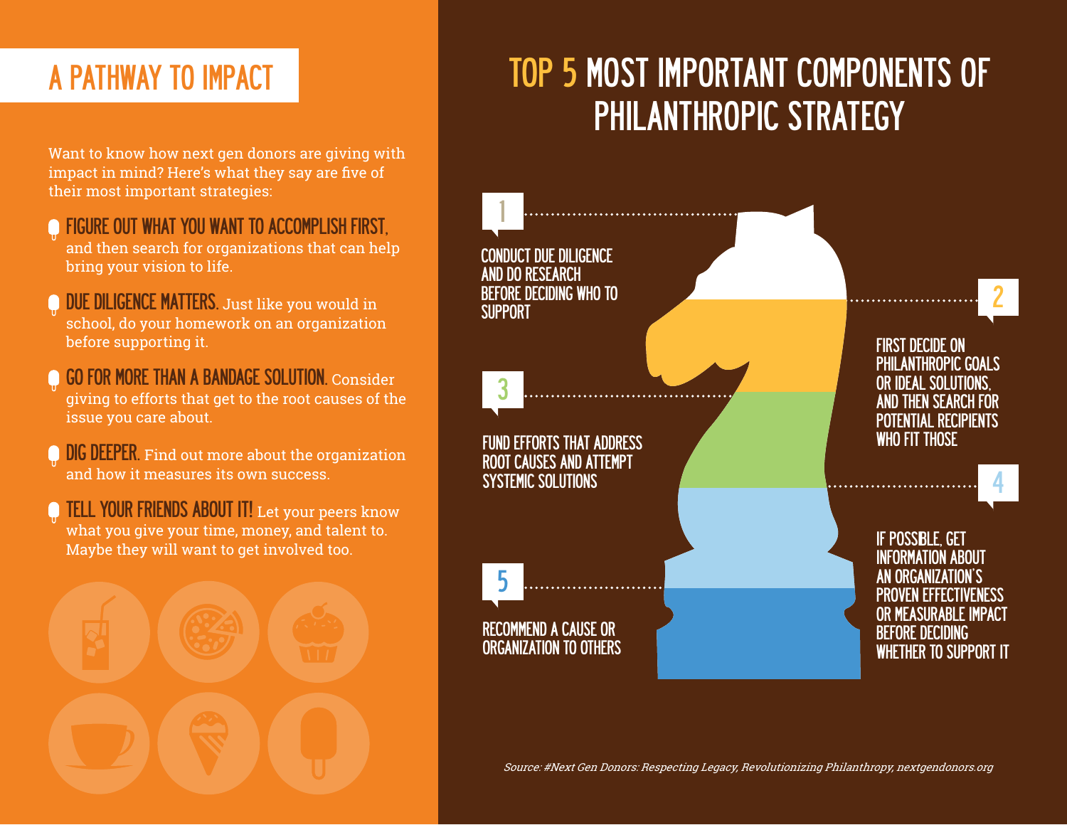## A PATHWAY TO IMPACT

Want to know how next gen donors are giving with impact in mind? Here's what they say are five of their most important strategies:

- **FIGURE OUT WHAT YOU WANT TO ACCOMPLISH FIRST,** and then search for organizations that can help bring your vision to life.
- **DUE DILIGENCE MATTERS.** Just like you would in school, do your homework on an organization before supporting it.
- **GO FOR MORE THAN A BANDAGE SOLUTION.** Consider giving to efforts that get to the root causes of the issue you care about.
- **DIG DEEPER.** Find out more about the organization and how it measures its own success.
- **TELL YOUR FRIENDS ABOUT IT!** Let your peers know what you give your time, money, and talent to. Maybe they will want to get involved too.

## TOP 5 MOST IMPORTANT COMPONENTS OF PHILANTHROPIC STRATEGY

1. CONDUCT DUE DILIGENCE AND DO RESEARCH BEFORE DECIDING WHO TO SUPPORT
2. FIRST DECIDE ON PHILANTHROPIC GOALS OR IDEAL SOLUTIONS, AND THEN SEARCH FOR POTENTIAL RECIPIENTS WHO FIT THOSE
3. FUND EFFORTS THAT ADDRESS ROOT CAUSES AND ATTEMPT SYSTEMIC SOLUTIONS
4. IF POSSIBLE, GET INFORMATION ABOUT AN ORGANIZATION'S PROVEN EFFECTIVENESS OR MEASURABLE IMPACT BEFORE DECIDING WHETHER TO SUPPORT IT
5. RECOMMEND A CAUSE OR ORGANIZATION TO OTHERS

*Source: #Next Gen Donors: Respecting Legacy, Revolutionizing Philanthropy, nextgendonors.org*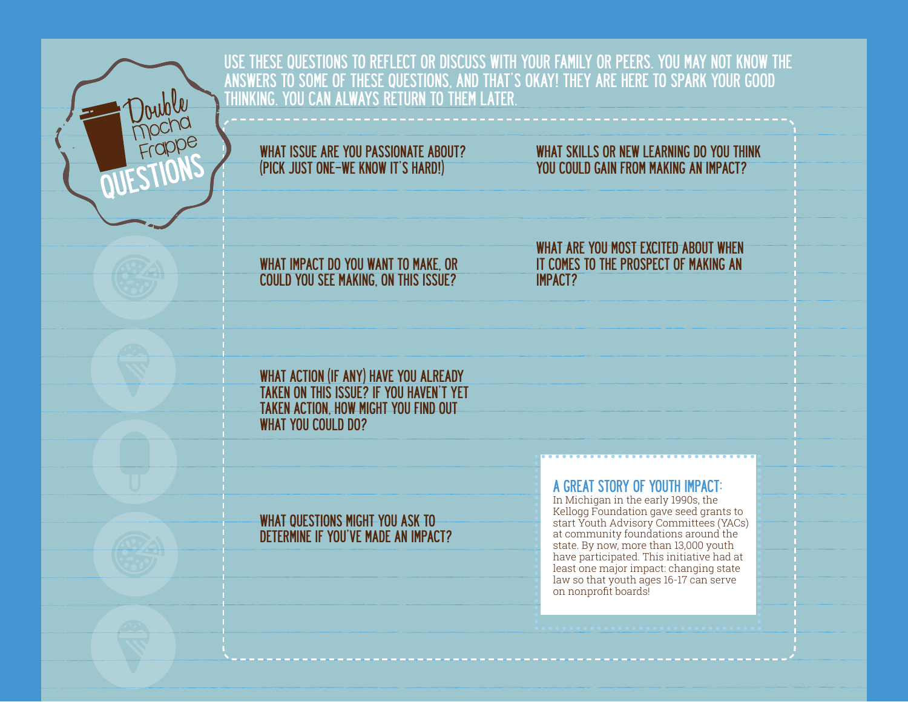# Double Mocha Frappe QUESTIONS

USE THESE QUESTIONS TO REFLECT OR DISCUSS WITH YOUR FAMILY OR PEERS. YOU MAY NOT KNOW THE ANSWERS TO SOME OF THESE QUESTIONS, AND THAT'S OKAY! THEY ARE HERE TO SPARK YOUR GOOD THINKING. YOU CAN ALWAYS RETURN TO THEM LATER.

WHAT ISSUE ARE YOU PASSIONATE ABOUT? (PICK JUST ONE–WE KNOW IT'S HARD!)

WHAT IMPACT DO YOU WANT TO MAKE, OR COULD YOU SEE MAKING, ON THIS ISSUE?

WHAT ACTION (IF ANY) HAVE YOU ALREADY TAKEN ON THIS ISSUE? IF YOU HAVEN'T YET TAKEN ACTION, HOW MIGHT YOU FIND OUT WHAT YOU COULD DO?

WHAT QUESTIONS MIGHT YOU ASK TO DETERMINE IF YOU'VE MADE AN IMPACT?

WHAT SKILLS OR NEW LEARNING DO YOU THINK YOU COULD GAIN FROM MAKING AN IMPACT?

WHAT ARE YOU MOST EXCITED ABOUT WHEN IT COMES TO THE PROSPECT OF MAKING AN IMPACT?

## A GREAT STORY OF YOUTH IMPACT:

In Michigan in the early 1990s, the Kellogg Foundation gave seed grants to start Youth Advisory Committees (YACs) at community foundations around the state. By now, more than 13,000 youth have participated. This initiative had at least one major impact: changing state law so that youth ages 16-17 can serve on nonprofit boards!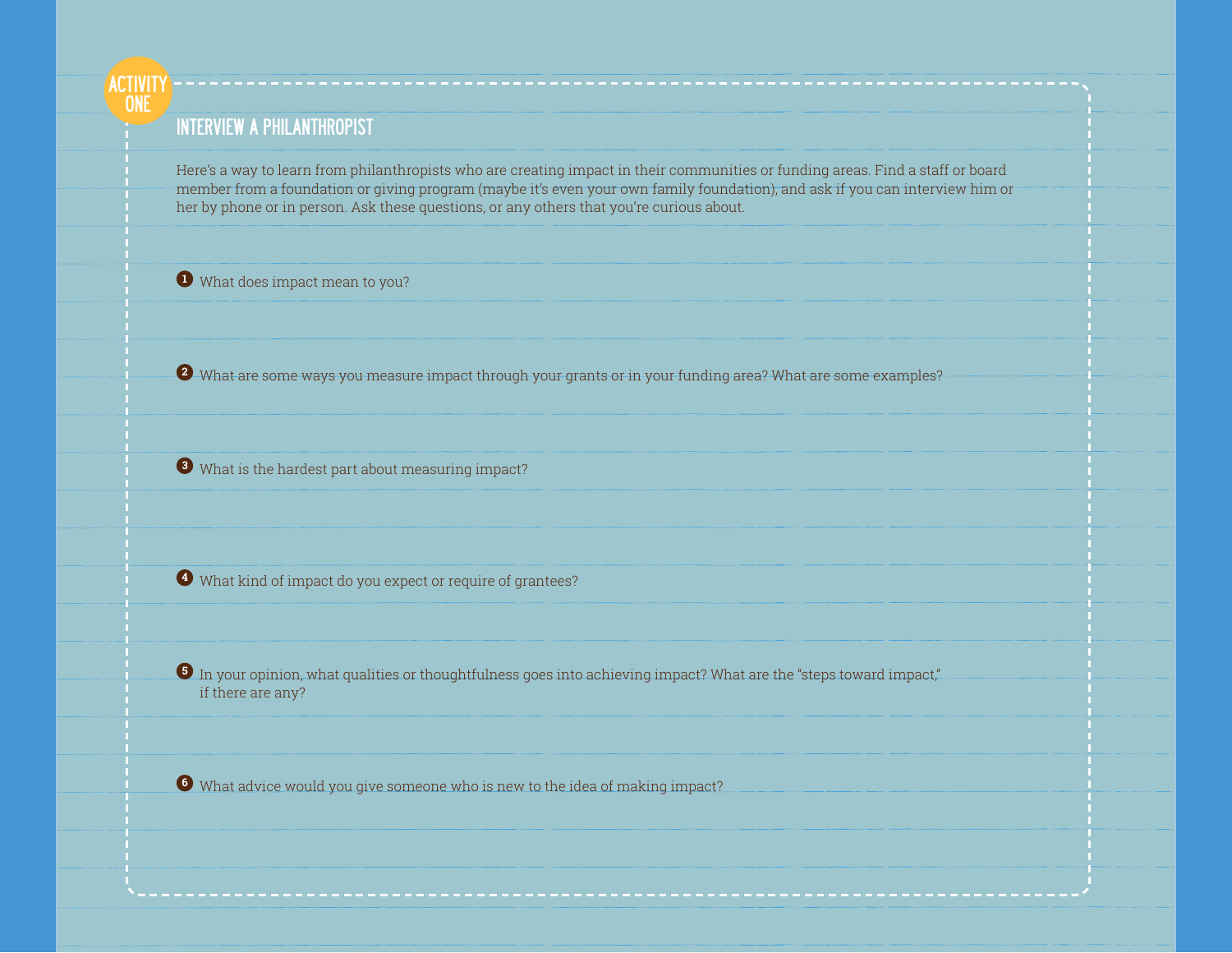ACTIVITY ONE

## INTERVIEW A PHILANTHROPIST

Here's a way to learn from philanthropists who are creating impact in their communities or funding areas. Find a staff or board member from a foundation or giving program (maybe it's even your own family foundation), and ask if you can interview him or her by phone or in person. Ask these questions, or any others that you're curious about.

1. What does impact mean to you?

2. What are some ways you measure impact through your grants or in your funding area? What are some examples?

3. What is the hardest part about measuring impact?

4. What kind of impact do you expect or require of grantees?

5. In your opinion, what qualities or thoughtfulness goes into achieving impact? What are the "steps toward impact," if there are any?

6. What advice would you give someone who is new to the idea of making impact?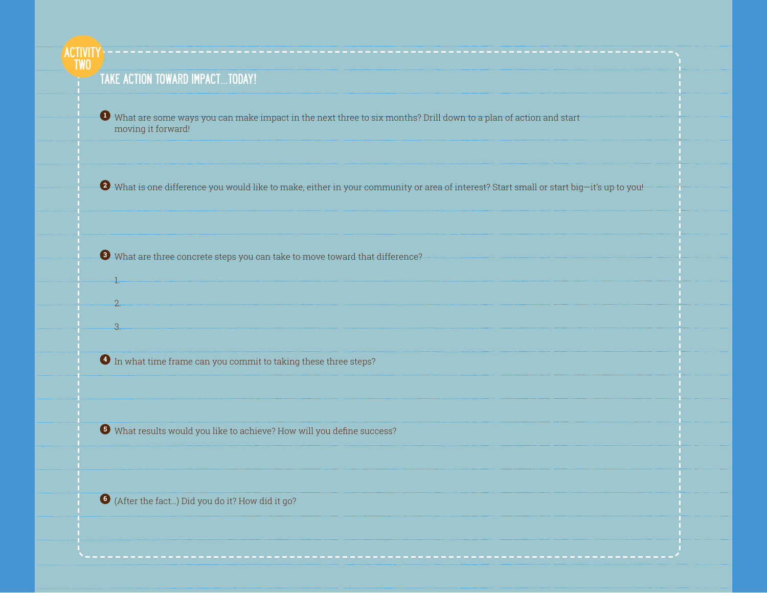## ACTIVITY TWO

### TAKE ACTION TOWARD IMPACT...TODAY!

1. What are some ways you can make impact in the next three to six months? Drill down to a plan of action and start moving it forward!

2. What is one difference you would like to make, either in your community or area of interest? Start small or start big—it's up to you!

3. What are three concrete steps you can take to move toward that difference?

   1.

   2.

   3.

4. In what time frame can you commit to taking these three steps?

5. What results would you like to achieve? How will you define success?

6. (After the fact...) Did you do it? How did it go?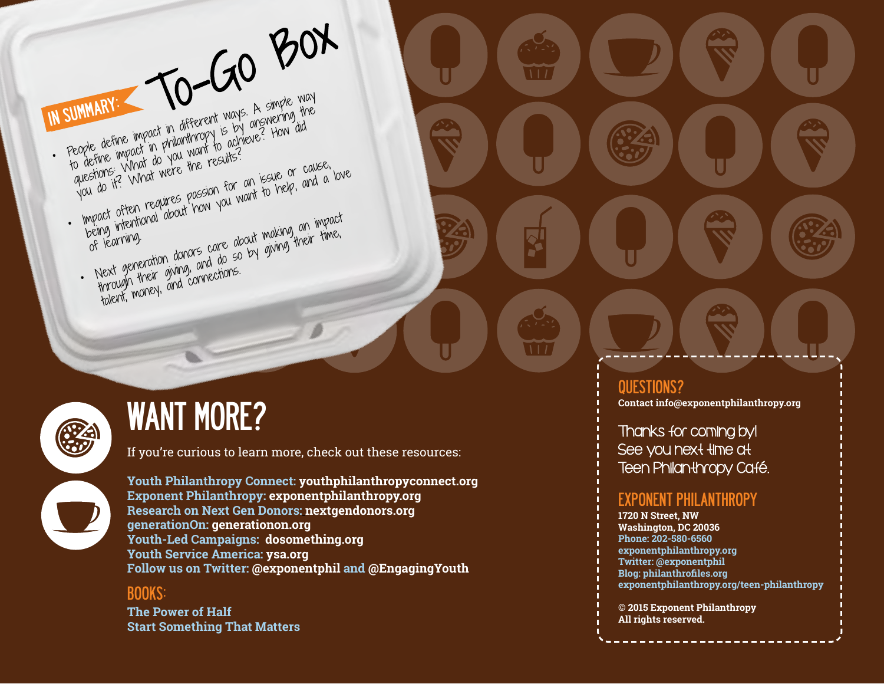## IN SUMMARY: To-Go Box

- People define impact in different ways. A simple way to define impact in philanthropy is by answering the questions: What do you want to achieve? How did you do it? What were the results?
- Impact often requires passion for an issue or cause, being intentional about how you want to help, and a love of learning.
- Next generation donors care about making an impact through their giving, and do so by giving their time, talent, money, and connections.

# WANT MORE?

If you're curious to learn more, check out these resources:

**Youth Philanthropy Connect: youthphilanthropyconnect.org**
**Exponent Philanthropy: exponentphilanthropy.org**
**Research on Next Gen Donors: nextgendonors.org**
**generationOn: generationon.org**
**Youth-Led Campaigns: dosomething.org**
**Youth Service America: ysa.org**
**Follow us on Twitter: @exponentphil and @EngagingYouth**

## BOOKS:

**The Power of Half**
**Start Something That Matters**

## QUESTIONS?

**Contact info@exponentphilanthropy.org**

Thanks for coming by! See you next time at Teen Philanthropy Café.

## EXPONENT PHILANTHROPY

**1720 N Street, NW**
**Washington, DC 20036**
**Phone: 202-580-6560**
**exponentphilanthropy.org**
**Twitter: @exponentphil**
**Blog: philanthrofiles.org**
**exponentphilanthropy.org/teen-philanthropy**

**© 2015 Exponent Philanthropy**
**All rights reserved.**